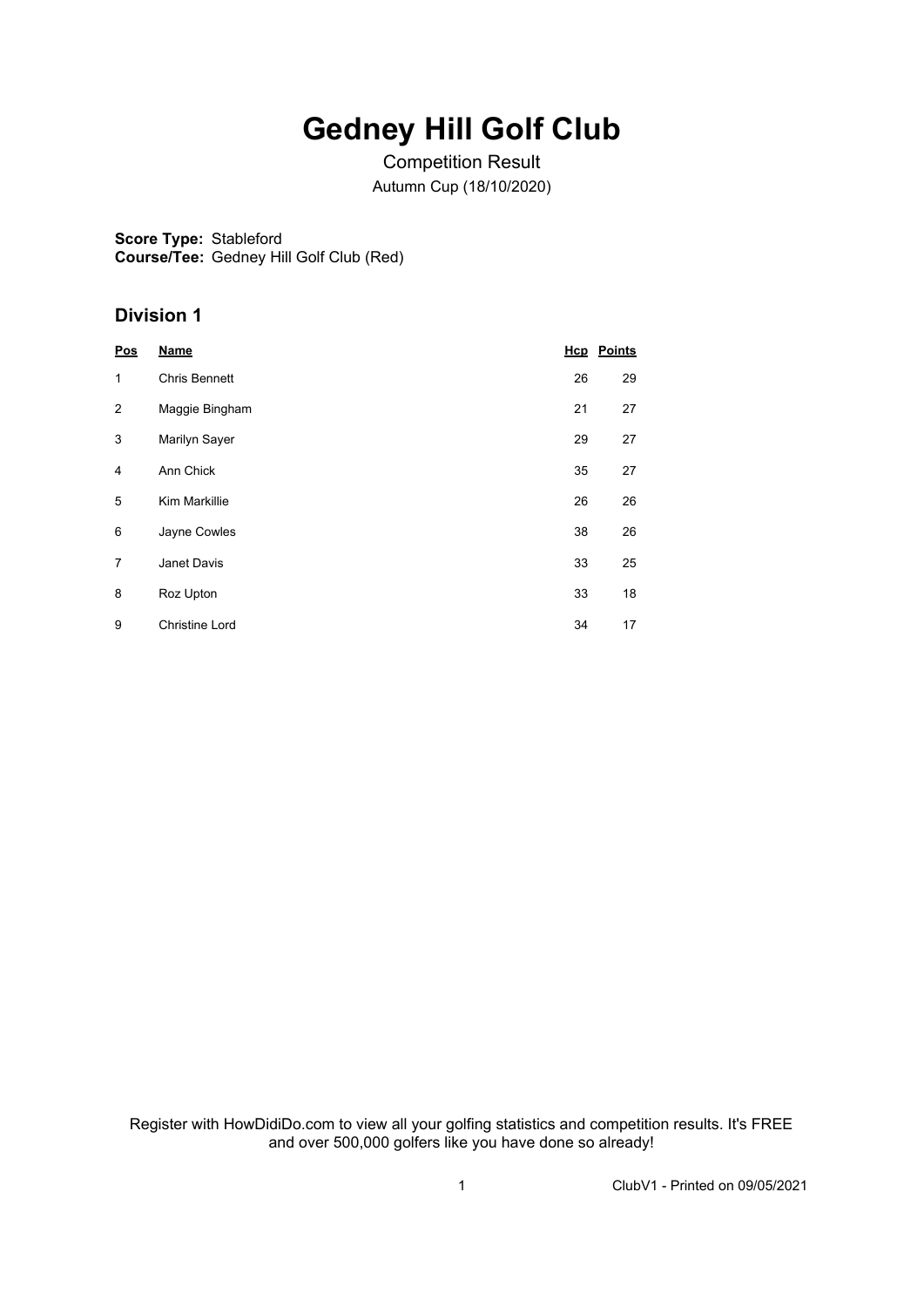# Gedney Hill Golf Club

Competition Result

Autumn Cup (18/10/2020)

**Score Type:** Stableford
**Course/Tee:** Gedney Hill Golf Club (Red)

## Division 1

| Pos | Name | Hcp | Points |
|---|---|---|---|
| 1 | Chris Bennett | 26 | 29 |
| 2 | Maggie Bingham | 21 | 27 |
| 3 | Marilyn Sayer | 29 | 27 |
| 4 | Ann Chick | 35 | 27 |
| 5 | Kim Markillie | 26 | 26 |
| 6 | Jayne Cowles | 38 | 26 |
| 7 | Janet Davis | 33 | 25 |
| 8 | Roz Upton | 33 | 18 |
| 9 | Christine Lord | 34 | 17 |

Register with HowDidiDo.com to view all your golfing statistics and competition results. It's FREE and over 500,000 golfers like you have done so already!

ClubV1 - Printed on 09/05/2021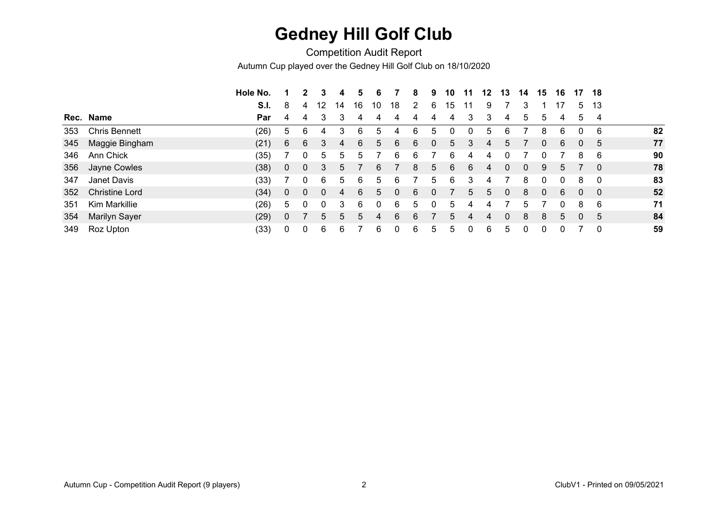# Gedney Hill Golf Club

Competition Audit Report

Autumn Cup played over the Gedney Hill Golf Club on 18/10/2020

| | | Hole No. | 1 | 2 | 3 | 4 | 5 | 6 | 7 | 8 | 9 | 10 | 11 | 12 | 13 | 14 | 15 | 16 | 17 | 18 | |
|---|---|---|---|---|---|---|---|---|---|---|---|---|---|---|---|---|---|---|---|---|---|
| | | **S.I.** | 8 | 4 | 12 | 14 | 16 | 10 | 18 | 2 | 6 | 15 | 11 | 9 | 7 | 3 | 1 | 17 | 5 | 13 | |
| **Rec.** | **Name** | **Par** | 4 | 4 | 3 | 3 | 4 | 4 | 4 | 4 | 4 | 4 | 3 | 3 | 4 | 5 | 5 | 4 | 5 | 4 | |
| 353 | Chris Bennett | (26) | 5 | 6 | 4 | 3 | 6 | 5 | 4 | 6 | 5 | 0 | 0 | 5 | 6 | 7 | 8 | 6 | 0 | 6 | **82** |
| 345 | Maggie Bingham | (21) | 6 | 6 | 3 | 4 | 6 | 5 | 6 | 6 | 0 | 5 | 3 | 4 | 5 | 7 | 0 | 6 | 0 | 5 | **77** |
| 346 | Ann Chick | (35) | 7 | 0 | 5 | 5 | 5 | 7 | 6 | 6 | 7 | 6 | 4 | 4 | 0 | 7 | 0 | 7 | 8 | 6 | **90** |
| 356 | Jayne Cowles | (38) | 0 | 0 | 3 | 5 | 7 | 6 | 7 | 8 | 5 | 6 | 6 | 4 | 0 | 0 | 9 | 5 | 7 | 0 | **78** |
| 347 | Janet Davis | (33) | 7 | 0 | 6 | 5 | 6 | 5 | 6 | 7 | 5 | 6 | 3 | 4 | 7 | 8 | 0 | 0 | 8 | 0 | **83** |
| 352 | Christine Lord | (34) | 0 | 0 | 0 | 4 | 6 | 5 | 0 | 6 | 0 | 7 | 5 | 5 | 0 | 8 | 0 | 6 | 0 | 0 | **52** |
| 351 | Kim Markillie | (26) | 5 | 0 | 0 | 3 | 6 | 0 | 6 | 5 | 0 | 5 | 4 | 4 | 7 | 5 | 7 | 0 | 8 | 6 | **71** |
| 354 | Marilyn Sayer | (29) | 0 | 7 | 5 | 5 | 5 | 4 | 6 | 6 | 7 | 5 | 4 | 4 | 0 | 8 | 8 | 5 | 0 | 5 | **84** |
| 349 | Roz Upton | (33) | 0 | 0 | 6 | 6 | 7 | 6 | 0 | 6 | 5 | 5 | 0 | 6 | 5 | 0 | 0 | 0 | 7 | 0 | **59** |

Autumn Cup - Competition Audit Report (9 players)

ClubV1 - Printed on 09/05/2021